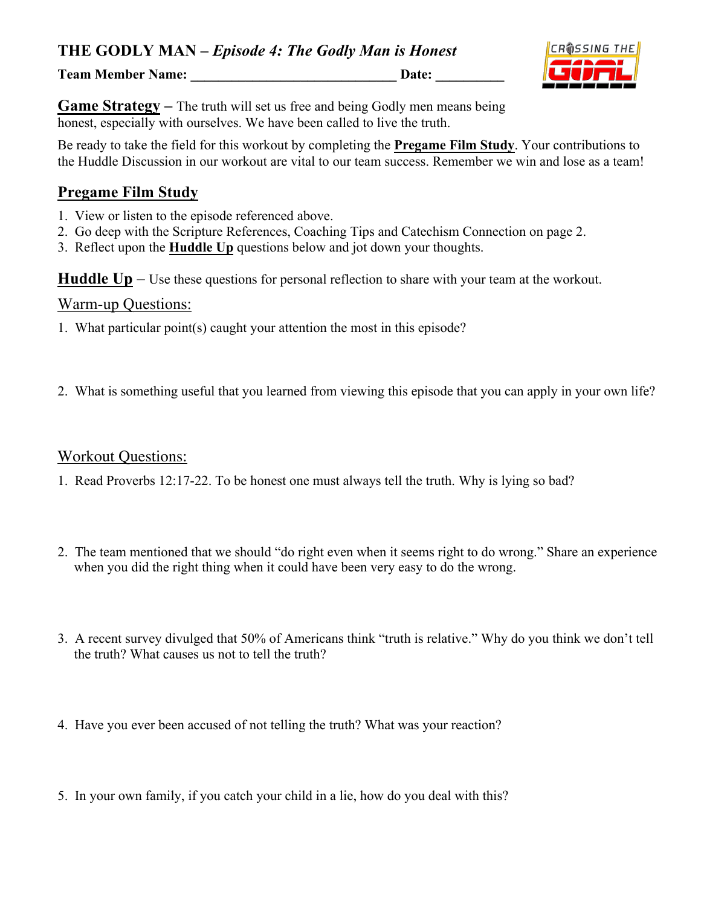# THE GODLY MAN – *Episode 4: The Godly Man is Honest*

**Team Member Name: ______________________________ Date: __________**

**Game Strategy** – The truth will set us free and being Godly men means being honest, especially with ourselves. We have been called to live the truth.

Be ready to take the field for this workout by completing the **Pregame Film Study**. Your contributions to the Huddle Discussion in our workout are vital to our team success. Remember we win and lose as a team!

## Pregame Film Study

1. View or listen to the episode referenced above.
2. Go deep with the Scripture References, Coaching Tips and Catechism Connection on page 2.
3. Reflect upon the **Huddle Up** questions below and jot down your thoughts.

**Huddle Up** – Use these questions for personal reflection to share with your team at the workout.

### Warm-up Questions:

1. What particular point(s) caught your attention the most in this episode?

2. What is something useful that you learned from viewing this episode that you can apply in your own life?

### Workout Questions:

1. Read Proverbs 12:17-22. To be honest one must always tell the truth. Why is lying so bad?

2. The team mentioned that we should “do right even when it seems right to do wrong.” Share an experience when you did the right thing when it could have been very easy to do the wrong.

3. A recent survey divulged that 50% of Americans think “truth is relative.” Why do you think we don’t tell the truth? What causes us not to tell the truth?

4. Have you ever been accused of not telling the truth? What was your reaction?

5. In your own family, if you catch your child in a lie, how do you deal with this?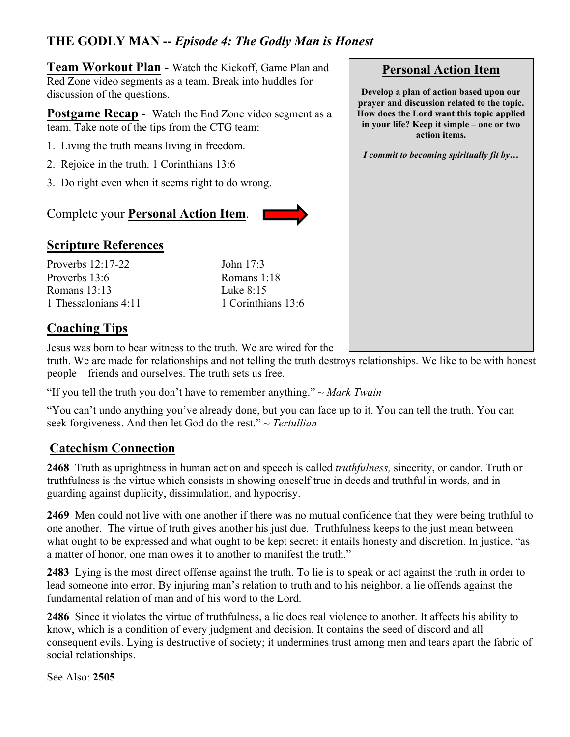## THE GODLY MAN -- *Episode 4: The Godly Man is Honest*

**Team Workout Plan** - Watch the Kickoff, Game Plan and Red Zone video segments as a team. Break into huddles for discussion of the questions.

**Postgame Recap** - Watch the End Zone video segment as a team. Take note of the tips from the CTG team:

1. Living the truth means living in freedom.
2. Rejoice in the truth. 1 Corinthians 13:6
3. Do right even when it seems right to do wrong.

Complete your **Personal Action Item**.

### Personal Action Item

**Develop a plan of action based upon our prayer and discussion related to the topic. How does the Lord want this topic applied in your life? Keep it simple – one or two action items.**

***I commit to becoming spiritually fit by…***

### Scripture References

Proverbs 12:17-22
Proverbs 13:6
Romans 13:13
1 Thessalonians 4:11
John 17:3
Romans 1:18
Luke 8:15
1 Corinthians 13:6

### Coaching Tips

Jesus was born to bear witness to the truth. We are wired for the truth. We are made for relationships and not telling the truth destroys relationships. We like to be with honest people – friends and ourselves. The truth sets us free.

"If you tell the truth you don't have to remember anything." ~ *Mark Twain*

"You can't undo anything you've already done, but you can face up to it. You can tell the truth. You can seek forgiveness. And then let God do the rest." ~ *Tertullian*

### Catechism Connection

**2468** Truth as uprightness in human action and speech is called *truthfulness,* sincerity, or candor. Truth or truthfulness is the virtue which consists in showing oneself true in deeds and truthful in words, and in guarding against duplicity, dissimulation, and hypocrisy.

**2469** Men could not live with one another if there was no mutual confidence that they were being truthful to one another. The virtue of truth gives another his just due. Truthfulness keeps to the just mean between what ought to be expressed and what ought to be kept secret: it entails honesty and discretion. In justice, "as a matter of honor, one man owes it to another to manifest the truth."

**2483** Lying is the most direct offense against the truth. To lie is to speak or act against the truth in order to lead someone into error. By injuring man's relation to truth and to his neighbor, a lie offends against the fundamental relation of man and of his word to the Lord.

**2486** Since it violates the virtue of truthfulness, a lie does real violence to another. It affects his ability to know, which is a condition of every judgment and decision. It contains the seed of discord and all consequent evils. Lying is destructive of society; it undermines trust among men and tears apart the fabric of social relationships.

See Also: **2505**